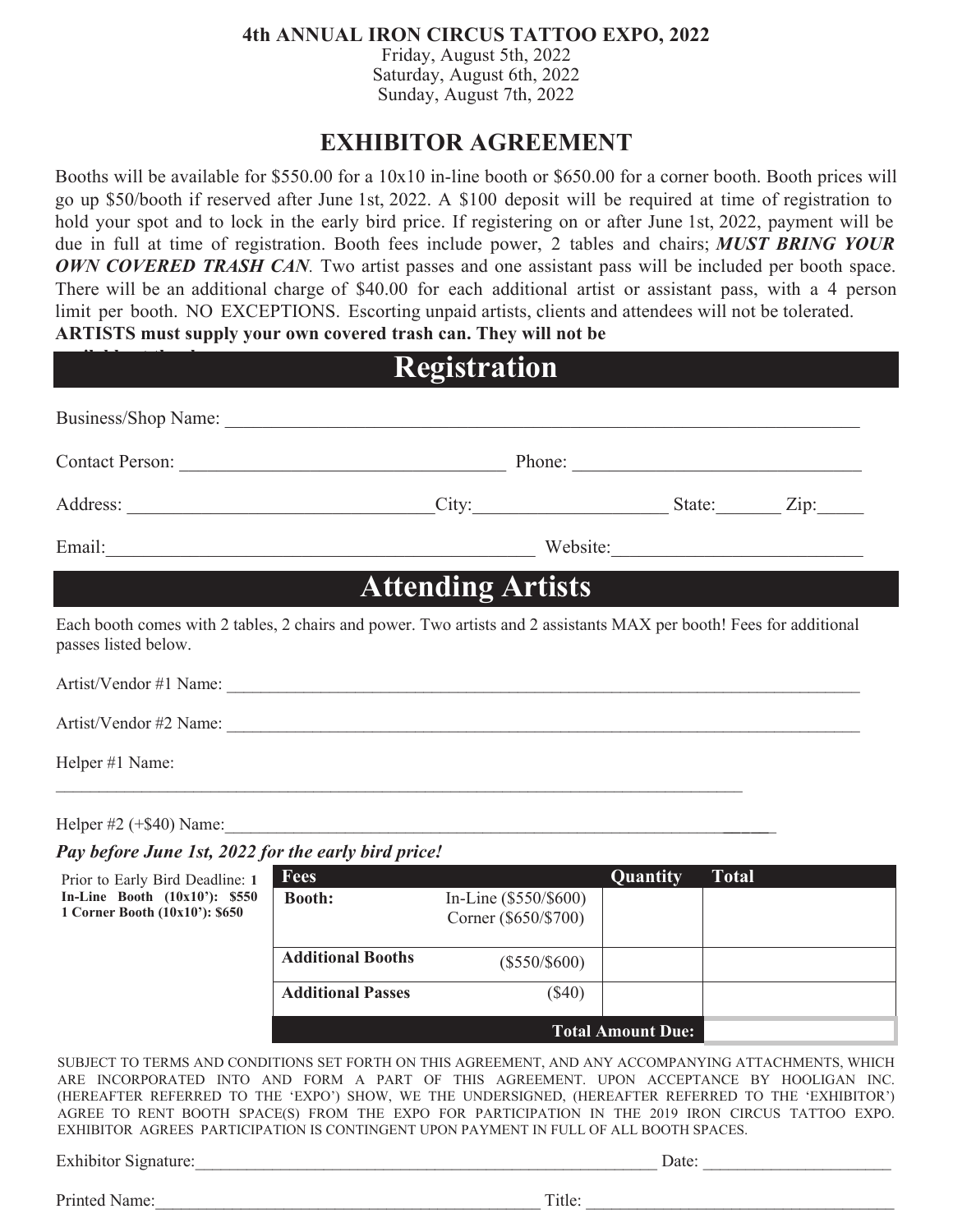**4th ANNUAL IRON CIRCUS TATTOO EXPO, 2022**

Friday, August 5th, 2022
Saturday, August 6th, 2022
Sunday, August 7th, 2022

# EXHIBITOR AGREEMENT

Booths will be available for $550.00 for a 10x10 in-line booth or $650.00 for a corner booth. Booth prices will go up $50/booth if reserved after June 1st, 2022. A $100 deposit will be required at time of registration to hold your spot and to lock in the early bird price. If registering on or after June 1st, 2022, payment will be due in full at time of registration. Booth fees include power, 2 tables and chairs; ***MUST BRING YOUR OWN COVERED TRASH CAN***. Two artist passes and one assistant pass will be included per booth space. There will be an additional charge of $40.00 for each additional artist or assistant pass, with a 4 person limit per booth. NO EXCEPTIONS. Escorting unpaid artists, clients and attendees will not be tolerated. **ARTISTS must supply your own covered trash can. They will not be**

## Registration

Business/Shop Name: ______________________________________________

Contact Person: ______________________ Phone: ______________________

Address: ______________________ City: ______________ State: _______ Zip: _____

Email: ______________________________ Website: ______________________

## Attending Artists

Each booth comes with 2 tables, 2 chairs and power. Two artists and 2 assistants MAX per booth! Fees for additional passes listed below.

Artist/Vendor #1 Name: ______________________________________________

Artist/Vendor #2 Name: ______________________________________________

Helper #1 Name: ______________________________________________

Helper #2 (+$40) Name: ______________________________________________

***Pay before June 1st, 2022 for the early bird price!***

Prior to Early Bird Deadline: **1 In-Line Booth (10x10'): $550**
**1 Corner Booth (10x10'): $650**

| Fees | | Quantity | Total |
|---|---|---|---|
| **Booth:** | In-Line ($550/$600) Corner ($650/$700) | | |
| **Additional Booths** | ($550/$600) | | |
| **Additional Passes** | ($40) | | |
| | **Total Amount Due:** | | |

SUBJECT TO TERMS AND CONDITIONS SET FORTH ON THIS AGREEMENT, AND ANY ACCOMPANYING ATTACHMENTS, WHICH ARE INCORPORATED INTO AND FORM A PART OF THIS AGREEMENT. UPON ACCEPTANCE BY HOOLIGAN INC. (HEREAFTER REFERRED TO THE 'EXPO') SHOW, WE THE UNDERSIGNED, (HEREAFTER REFERRED TO THE 'EXHIBITOR') AGREE TO RENT BOOTH SPACE(S) FROM THE EXPO FOR PARTICIPATION IN THE 2019 IRON CIRCUS TATTOO EXPO. EXHIBITOR AGREES PARTICIPATION IS CONTINGENT UPON PAYMENT IN FULL OF ALL BOOTH SPACES.

Exhibitor Signature: ______________________________ Date: ______________

Printed Name: ______________________________ Title: ______________________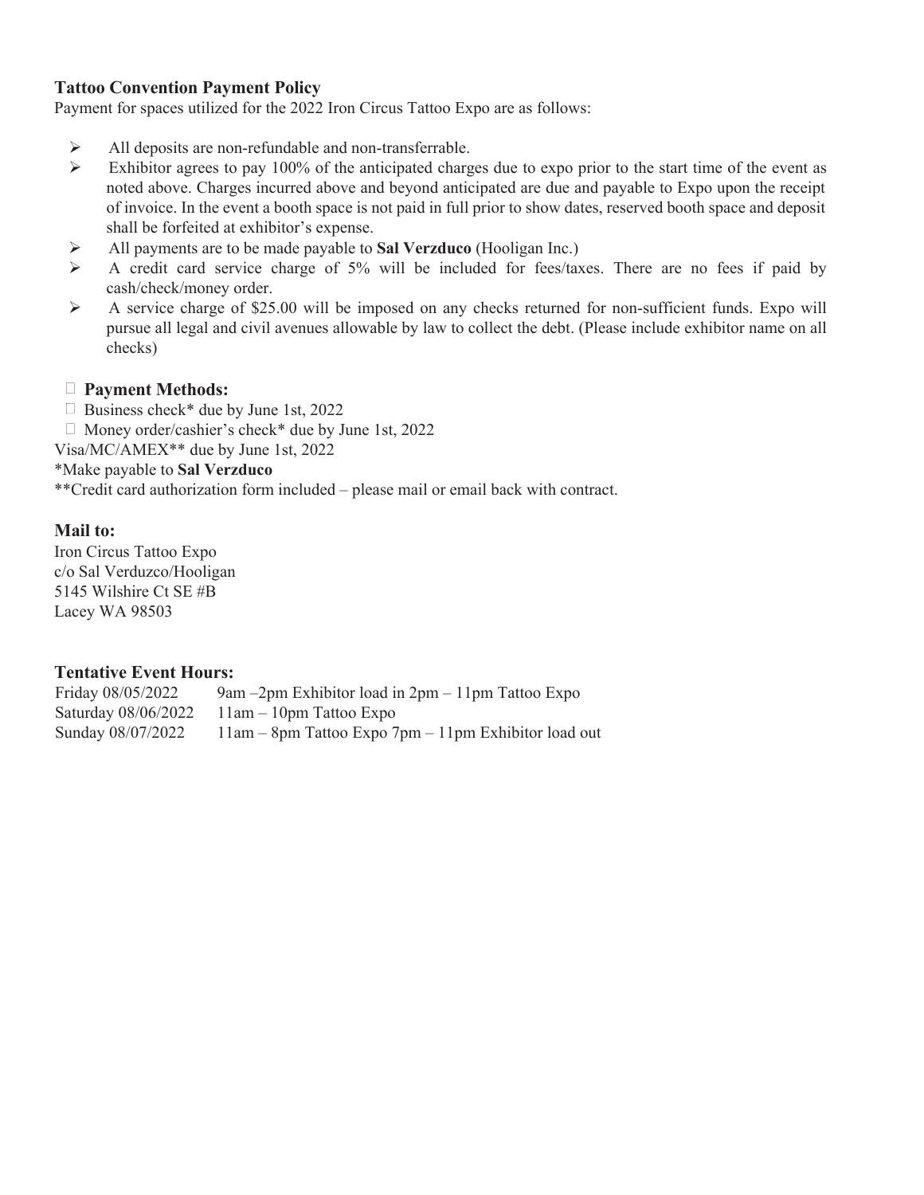**Tattoo Convention Payment Policy**

Payment for spaces utilized for the 2022 Iron Circus Tattoo Expo are as follows:

- All deposits are non-refundable and non-transferrable.
- Exhibitor agrees to pay 100% of the anticipated charges due to expo prior to the start time of the event as noted above. Charges incurred above and beyond anticipated are due and payable to Expo upon the receipt of invoice. In the event a booth space is not paid in full prior to show dates, reserved booth space and deposit shall be forfeited at exhibitor's expense.
- All payments are to be made payable to **Sal Verzduco** (Hooligan Inc.)
- A credit card service charge of 5% will be included for fees/taxes. There are no fees if paid by cash/check/money order.
- A service charge of $25.00 will be imposed on any checks returned for non-sufficient funds. Expo will pursue all legal and civil avenues allowable by law to collect the debt. (Please include exhibitor name on all checks)

**Payment Methods:**

Business check* due by June 1st, 2022

Money order/cashier's check* due by June 1st, 2022

Visa/MC/AMEX** due by June 1st, 2022

*Make payable to **Sal Verzduco**

**Credit card authorization form included – please mail or email back with contract.

**Mail to:**

Iron Circus Tattoo Expo
c/o Sal Verduzco/Hooligan
5145 Wilshire Ct SE #B
Lacey WA 98503

**Tentative Event Hours:**

| | |
|---|---|
| Friday 08/05/2022 | 9am –2pm Exhibitor load in 2pm – 11pm Tattoo Expo |
| Saturday 08/06/2022 | 11am – 10pm Tattoo Expo |
| Sunday 08/07/2022 | 11am – 8pm Tattoo Expo 7pm – 11pm Exhibitor load out |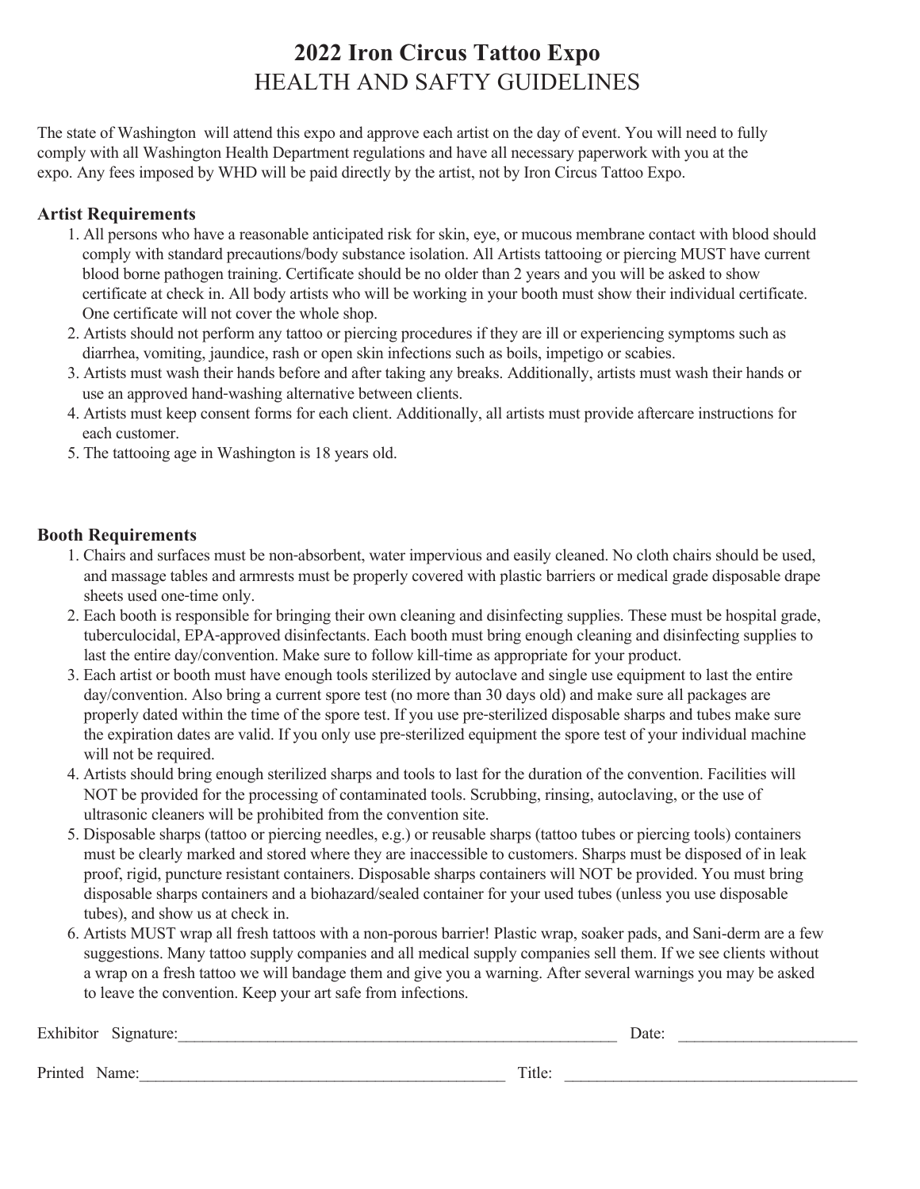# 2022 Iron Circus Tattoo Expo
## HEALTH AND SAFTY GUIDELINES

The state of Washington will attend this expo and approve each artist on the day of event. You will need to fully comply with all Washington Health Department regulations and have all necessary paperwork with you at the expo. Any fees imposed by WHD will be paid directly by the artist, not by Iron Circus Tattoo Expo.

### Artist Requirements

1. All persons who have a reasonable anticipated risk for skin, eye, or mucous membrane contact with blood should comply with standard precautions/body substance isolation. All Artists tattooing or piercing MUST have current blood borne pathogen training. Certificate should be no older than 2 years and you will be asked to show certificate at check in. All body artists who will be working in your booth must show their individual certificate. One certificate will not cover the whole shop.
2. Artists should not perform any tattoo or piercing procedures if they are ill or experiencing symptoms such as diarrhea, vomiting, jaundice, rash or open skin infections such as boils, impetigo or scabies.
3. Artists must wash their hands before and after taking any breaks. Additionally, artists must wash their hands or use an approved hand-washing alternative between clients.
4. Artists must keep consent forms for each client. Additionally, all artists must provide aftercare instructions for each customer.
5. The tattooing age in Washington is 18 years old.

### Booth Requirements

1. Chairs and surfaces must be non-absorbent, water impervious and easily cleaned. No cloth chairs should be used, and massage tables and armrests must be properly covered with plastic barriers or medical grade disposable drape sheets used one-time only.
2. Each booth is responsible for bringing their own cleaning and disinfecting supplies. These must be hospital grade, tuberculocidal, EPA-approved disinfectants. Each booth must bring enough cleaning and disinfecting supplies to last the entire day/convention. Make sure to follow kill-time as appropriate for your product.
3. Each artist or booth must have enough tools sterilized by autoclave and single use equipment to last the entire day/convention. Also bring a current spore test (no more than 30 days old) and make sure all packages are properly dated within the time of the spore test. If you use pre-sterilized disposable sharps and tubes make sure the expiration dates are valid. If you only use pre-sterilized equipment the spore test of your individual machine will not be required.
4. Artists should bring enough sterilized sharps and tools to last for the duration of the convention. Facilities will NOT be provided for the processing of contaminated tools. Scrubbing, rinsing, autoclaving, or the use of ultrasonic cleaners will be prohibited from the convention site.
5. Disposable sharps (tattoo or piercing needles, e.g.) or reusable sharps (tattoo tubes or piercing tools) containers must be clearly marked and stored where they are inaccessible to customers. Sharps must be disposed of in leak proof, rigid, puncture resistant containers. Disposable sharps containers will NOT be provided. You must bring disposable sharps containers and a biohazard/sealed container for your used tubes (unless you use disposable tubes), and show us at check in.
6. Artists MUST wrap all fresh tattoos with a non-porous barrier! Plastic wrap, soaker pads, and Sani-derm are a few suggestions. Many tattoo supply companies and all medical supply companies sell them. If we see clients without a wrap on a fresh tattoo we will bandage them and give you a warning. After several warnings you may be asked to leave the convention. Keep your art safe from infections.

Exhibitor Signature:_______________________________________________ Date: ____________________

Printed Name:_________________________________________ Title: _________________________________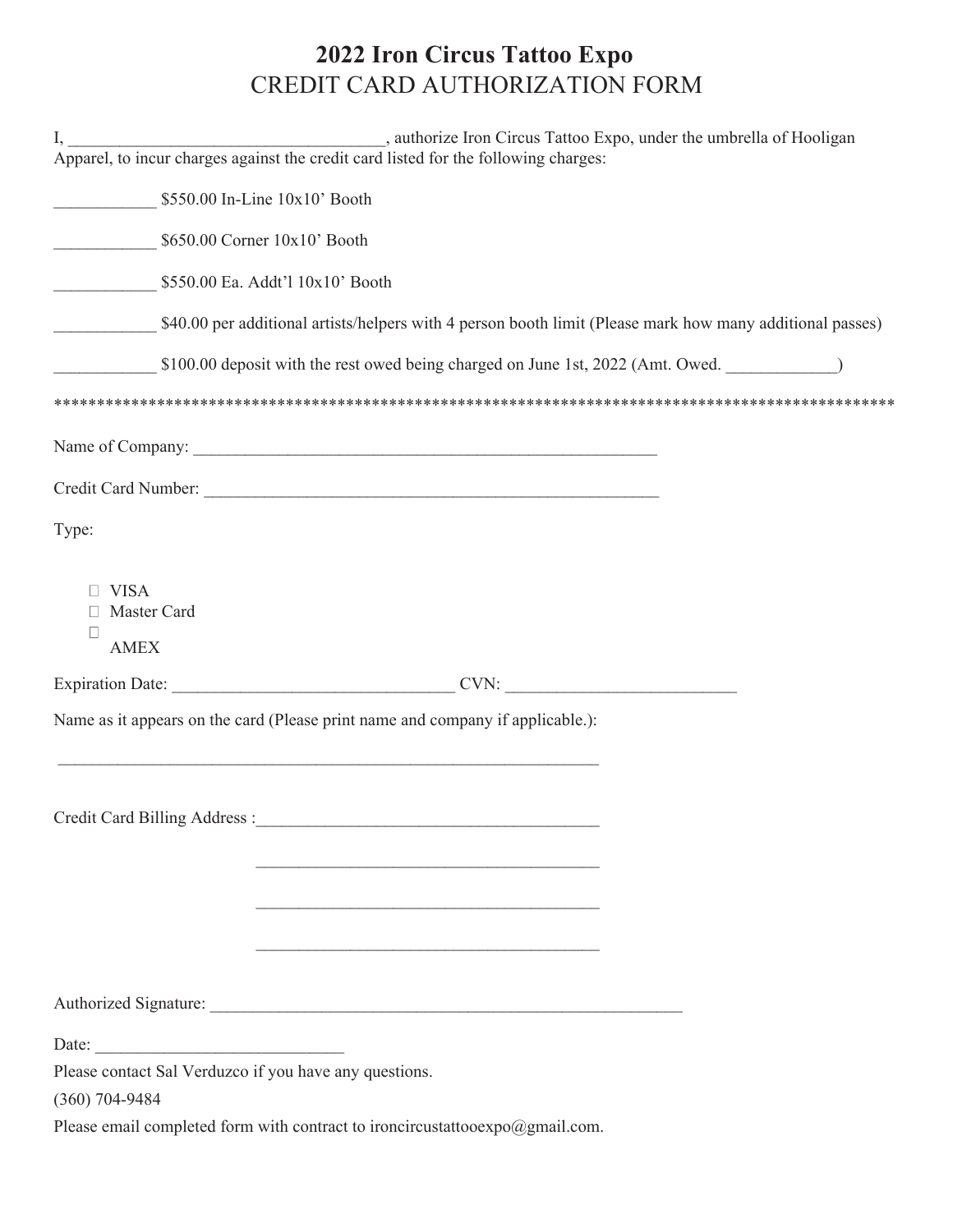# 2022 Iron Circus Tattoo Expo

## CREDIT CARD AUTHORIZATION FORM

I, ___________________________________, authorize Iron Circus Tattoo Expo, under the umbrella of Hooligan Apparel, to incur charges against the credit card listed for the following charges:

____________ $550.00 In-Line 10x10' Booth

____________ $650.00 Corner 10x10' Booth

____________ $550.00 Ea. Addt'l 10x10' Booth

____________ $40.00 per additional artists/helpers with 4 person booth limit (Please mark how many additional passes)

____________ $100.00 deposit with the rest owed being charged on June 1st, 2022 (Amt. Owed. _____________)

****************************************************************************************************

Name of Company: ________________________________________________________

Credit Card Number: ______________________________________________________

Type:

- ☐ VISA
- ☐ Master Card
- ☐ AMEX

Expiration Date: _________________________________ CVN: ___________________________

Name as it appears on the card (Please print name and company if applicable.):

__________________________________________________________________

Credit Card Billing Address :__________________________________________

__________________________________________

__________________________________________

__________________________________________

Authorized Signature: ___________________________________________________________

Date: _____________________________

Please contact Sal Verduzco if you have any questions.

(360) 704-9484

Please email completed form with contract to ironcircustattooexpo@gmail.com.